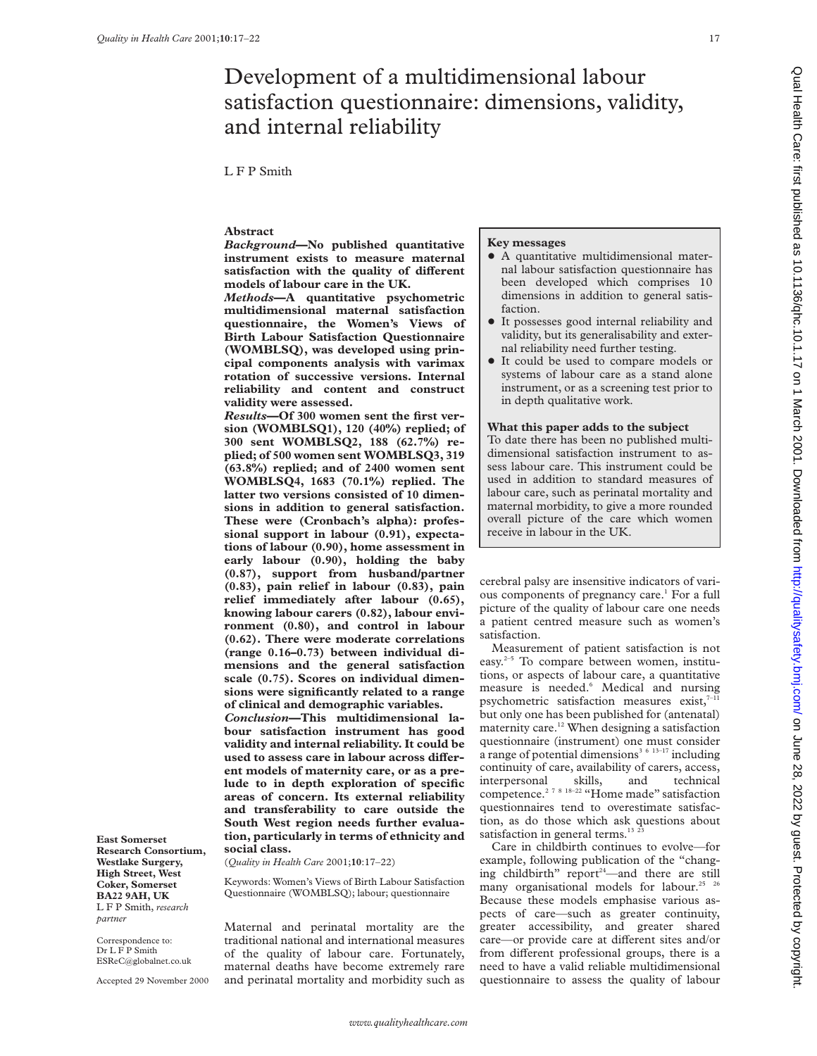# Development of a multidimensional labour satisfaction questionnaire: dimensions, validity, and internal reliability

L F P Smith

## Abstract

***Background*—No published quantitative instrument exists to measure maternal satisfaction with the quality of different models of labour care in the UK.**

***Methods*—A quantitative psychometric multidimensional maternal satisfaction questionnaire, the Women's Views of Birth Labour Satisfaction Questionnaire (WOMBLSQ), was developed using principal components analysis with varimax rotation of successive versions. Internal reliability and content and construct validity were assessed.**

***Results*—Of 300 women sent the first version (WOMBLSQ1), 120 (40%) replied; of 300 sent WOMBLSQ2, 188 (62.7%) replied; of 500 women sent WOMBLSQ3, 319 (63.8%) replied; and of 2400 women sent WOMBLSQ4, 1683 (70.1%) replied. The latter two versions consisted of 10 dimensions in addition to general satisfaction. These were (Cronbach's alpha): professional support in labour (0.91), expectations of labour (0.90), home assessment in early labour (0.90), holding the baby (0.87), support from husband/partner (0.83), pain relief in labour (0.83), pain relief immediately after labour (0.65), knowing labour carers (0.82), labour environment (0.80), and control in labour (0.62). There were moderate correlations (range 0.16–0.73) between individual dimensions and the general satisfaction scale (0.75). Scores on individual dimensions were significantly related to a range of clinical and demographic variables.**

***Conclusion*—This multidimensional labour satisfaction instrument has good validity and internal reliability. It could be used to assess care in labour across different models of maternity care, or as a prelude to in depth exploration of specific areas of concern. Its external reliability and transferability to care outside the South West region needs further evaluation, particularly in terms of ethnicity and social class.**

(*Quality in Health Care* 2001;**10**:17–22)

Keywords: Women's Views of Birth Labour Satisfaction Questionnaire (WOMBLSQ); labour; questionnaire

**East Somerset Research Consortium, Westlake Surgery, High Street, West Coker, Somerset BA22 9AH, UK**
L F P Smith, *research partner*

Correspondence to:
Dr L F P Smith
ESReC@globalnet.co.uk

Accepted 29 November 2000

Maternal and perinatal mortality are the traditional national and international measures of the quality of labour care. Fortunately, maternal deaths have become extremely rare and perinatal mortality and morbidity such as cerebral palsy are insensitive indicators of various components of pregnancy care.[1] For a full picture of the quality of labour care one needs a patient centred measure such as women's satisfaction.

Measurement of patient satisfaction is not easy.[2–5] To compare between women, institutions, or aspects of labour care, a quantitative measure is needed.[6] Medical and nursing psychometric satisfaction measures exist,[7–11] but only one has been published for (antenatal) maternity care.[12] When designing a satisfaction questionnaire (instrument) one must consider a range of potential dimensions[3 6 13–17] including continuity of care, availability of carers, access, interpersonal skills, and technical competence.[2 7 8 18–22] "Home made" satisfaction questionnaires tend to overestimate satisfaction, as do those which ask questions about satisfaction in general terms.[13 23]

Care in childbirth continues to evolve—for example, following publication of the "changing childbirth" report[24]—and there are still many organisational models for labour.[25 26] Because these models emphasise various aspects of care—such as greater continuity, greater accessibility, and greater shared care—or provide care at different sites and/or from different professional groups, there is a need to have a valid reliable multidimensional questionnaire to assess the quality of labour

**Key messages**

- A quantitative multidimensional maternal labour satisfaction questionnaire has been developed which comprises 10 dimensions in addition to general satisfaction.
- It possesses good internal reliability and validity, but its generalisability and external reliability need further testing.
- It could be used to compare models or systems of labour care as a stand alone instrument, or as a screening test prior to in depth qualitative work.

**What this paper adds to the subject**

To date there has been no published multidimensional satisfaction instrument to assess labour care. This instrument could be used in addition to standard measures of labour care, such as perinatal mortality and maternal morbidity, to give a more rounded overall picture of the care which women receive in labour in the UK.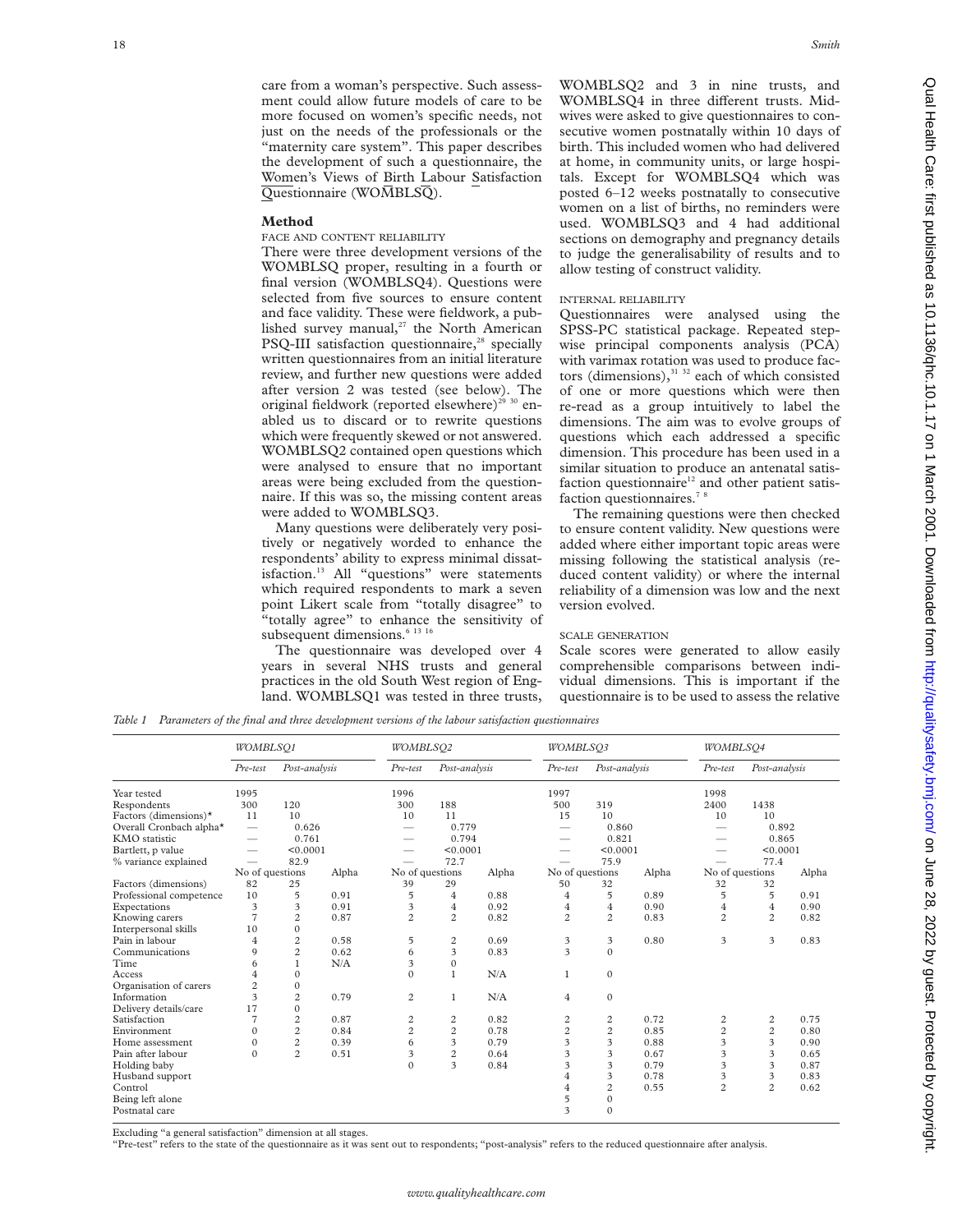care from a woman's perspective. Such assessment could allow future models of care to be more focused on women's specific needs, not just on the needs of the professionals or the "maternity care system". This paper describes the development of such a questionnaire, the Women's Views of Birth Labour Satisfaction Questionnaire (WOMBLSQ).

## Method

### FACE AND CONTENT RELIABILITY

There were three development versions of the WOMBLSQ proper, resulting in a fourth or final version (WOMBLSQ4). Questions were selected from five sources to ensure content and face validity. These were fieldwork, a published survey manual,[27] the North American PSQ-III satisfaction questionnaire,[28] specially written questionnaires from an initial literature review, and further new questions were added after version 2 was tested (see below). The original fieldwork (reported elsewhere)[29 30] enabled us to discard or to rewrite questions which were frequently skewed or not answered. WOMBLSQ2 contained open questions which were analysed to ensure that no important areas were being excluded from the questionnaire. If this was so, the missing content areas were added to WOMBLSQ3.

Many questions were deliberately very positively or negatively worded to enhance the respondents' ability to express minimal dissatisfaction.[13] All "questions" were statements which required respondents to mark a seven point Likert scale from "totally disagree" to "totally agree" to enhance the sensitivity of subsequent dimensions.[6 13 16]

The questionnaire was developed over 4 years in several NHS trusts and general practices in the old South West region of England. WOMBLSQ1 was tested in three trusts, WOMBLSQ2 and 3 in nine trusts, and WOMBLSQ4 in three different trusts. Midwives were asked to give questionnaires to consecutive women postnatally within 10 days of birth. This included women who had delivered at home, in community units, or large hospitals. Except for WOMBLSQ4 which was posted 6–12 weeks postnatally to consecutive women on a list of births, no reminders were used. WOMBLSQ3 and 4 had additional sections on demography and pregnancy details to judge the generalisability of results and to allow testing of construct validity.

### INTERNAL RELIABILITY

Questionnaires were analysed using the SPSS-PC statistical package. Repeated stepwise principal components analysis (PCA) with varimax rotation was used to produce factors (dimensions),[31 32] each of which consisted of one or more questions which were then re-read as a group intuitively to label the dimensions. The aim was to evolve groups of questions which each addressed a specific dimension. This procedure has been used in a similar situation to produce an antenatal satisfaction questionnaire[12] and other patient satisfaction questionnaires.[7 8]

The remaining questions were then checked to ensure content validity. New questions were added where either important topic areas were missing following the statistical analysis (reduced content validity) or where the internal reliability of a dimension was low and the next version evolved.

### SCALE GENERATION

Scale scores were generated to allow easily comprehensible comparisons between individual dimensions. This is important if the questionnaire is to be used to assess the relative

*Table 1 Parameters of the final and three development versions of the labour satisfaction questionnaires*

| | WOMBLSQ1 | | | WOMBLSQ2 | | | WOMBLSQ3 | | | WOMBLSQ4 | | |
|---|---|---|---|---|---|---|---|---|---|---|---|---|
| | Pre-test | Post-analysis | | Pre-test | Post-analysis | | Pre-test | Post-analysis | | Pre-test | Post-analysis | |
| Year tested | 1995 | | | 1996 | | | 1997 | | | 1998 | | |
| Respondents | 300 | 120 | | 300 | 188 | | 500 | 319 | | 2400 | 1438 | |
| Factors (dimensions)* | 11 | 10 | | 10 | 11 | | 15 | 10 | | 10 | 10 | |
| Overall Cronbach alpha* | — | 0.626 | | — | 0.779 | | — | 0.860 | | — | 0.892 | |
| KMO statistic | — | 0.761 | | — | 0.794 | | — | 0.821 | | — | 0.865 | |
| Bartlett, p value | — | <0.0001 | | — | <0.0001 | | — | <0.0001 | | — | <0.0001 | |
| % variance explained | — | 82.9 | | — | 72.7 | | — | 75.9 | | — | 77.4 | |
| | No of questions | | Alpha | No of questions | | Alpha | No of questions | | Alpha | No of questions | | Alpha |
| Factors (dimensions) | 82 | 25 | | 39 | 29 | | 50 | 32 | | 32 | 32 | |
| Professional competence | 10 | 5 | 0.91 | 5 | 4 | 0.88 | 4 | 5 | 0.89 | 5 | 5 | 0.91 |
| Expectations | 3 | 3 | 0.91 | 3 | 4 | 0.92 | 4 | 4 | 0.90 | 4 | 4 | 0.90 |
| Knowing carers | 7 | 2 | 0.87 | 2 | 2 | 0.82 | 2 | 2 | 0.83 | 2 | 2 | 0.82 |
| Interpersonal skills | 10 | 0 | | | | | | | | | | |
| Pain in labour | 4 | 2 | 0.58 | 5 | 2 | 0.69 | 3 | 3 | 0.80 | 3 | 3 | 0.83 |
| Communications | 9 | 2 | 0.62 | 6 | 3 | 0.83 | 3 | 0 | | | | |
| Time | 6 | 1 | N/A | 3 | 0 | | | | | | | |
| Access | 4 | 0 | | 0 | 1 | N/A | 1 | 0 | | | | |
| Organisation of carers | 2 | 0 | | | | | | | | | | |
| Information | 3 | 2 | 0.79 | 2 | 1 | N/A | 4 | 0 | | | | |
| Delivery details/care | 17 | 0 | | | | | | | | | | |
| Satisfaction | 7 | 2 | 0.87 | 2 | 2 | 0.82 | 2 | 2 | 0.72 | 2 | 2 | 0.75 |
| Environment | 0 | 2 | 0.84 | 2 | 2 | 0.78 | 2 | 2 | 0.85 | 2 | 2 | 0.80 |
| Home assessment | 0 | 2 | 0.39 | 6 | 3 | 0.79 | 3 | 3 | 0.88 | 3 | 3 | 0.90 |
| Pain after labour | 0 | 2 | 0.51 | 3 | 2 | 0.64 | 3 | 3 | 0.67 | 3 | 3 | 0.65 |
| Holding baby | | | | 0 | 3 | 0.84 | 3 | 3 | 0.79 | 3 | 3 | 0.87 |
| Husband support | | | | | | | 4 | 3 | 0.78 | 3 | 3 | 0.83 |
| Control | | | | | | | 4 | 2 | 0.55 | 2 | 2 | 0.62 |
| Being left alone | | | | | | | 5 | 0 | | | | |
| Postnatal care | | | | | | | 3 | 0 | | | | |

Excluding "a general satisfaction" dimension at all stages.

"Pre-test" refers to the state of the questionnaire as it was sent out to respondents; "post-analysis" refers to the reduced questionnaire after analysis.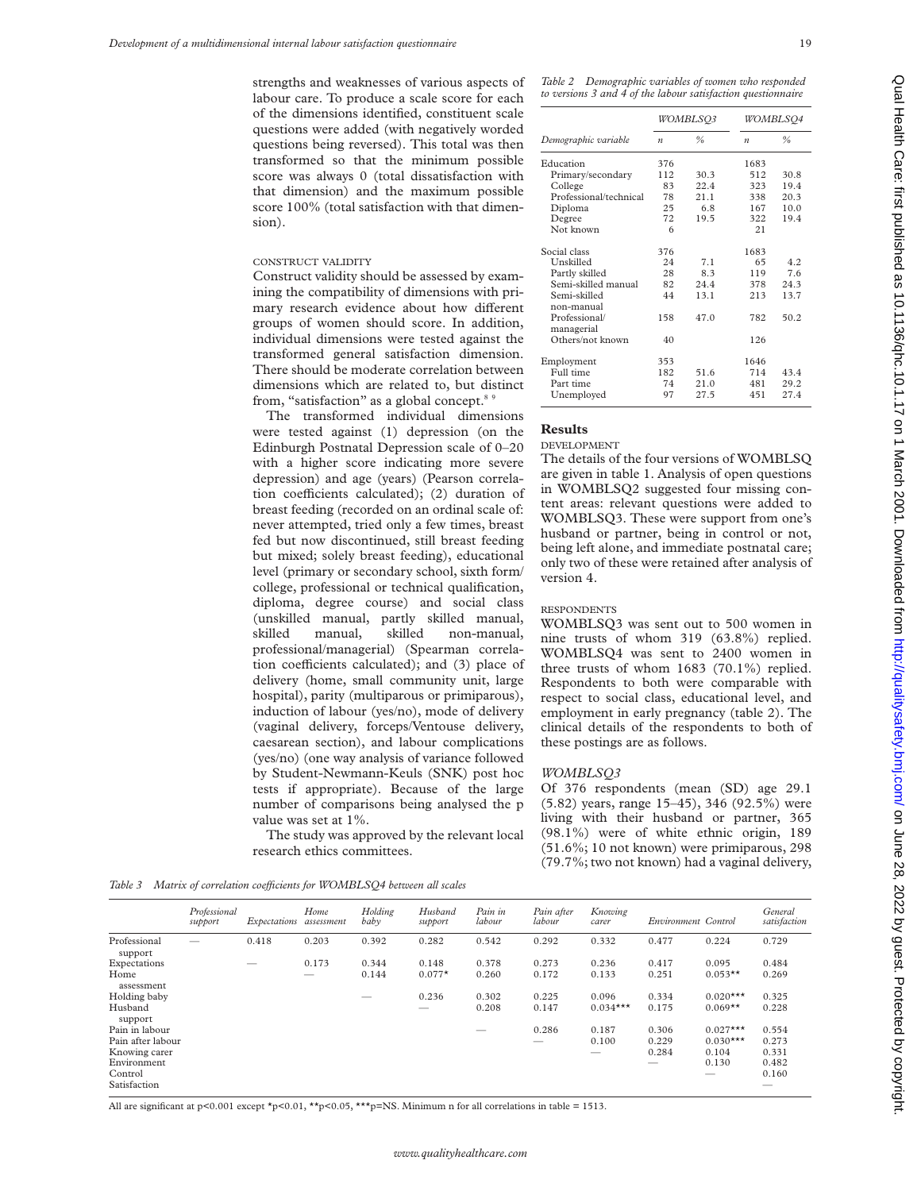strengths and weaknesses of various aspects of labour care. To produce a scale score for each of the dimensions identified, constituent scale questions were added (with negatively worded questions being reversed). This total was then transformed so that the minimum possible score was always 0 (total dissatisfaction with that dimension) and the maximum possible score 100% (total satisfaction with that dimension).

CONSTRUCT VALIDITY

Construct validity should be assessed by examining the compatibility of dimensions with primary research evidence about how different groups of women should score. In addition, individual dimensions were tested against the transformed general satisfaction dimension. There should be moderate correlation between dimensions which are related to, but distinct from, "satisfaction" as a global concept.[8 9]

The transformed individual dimensions were tested against (1) depression (on the Edinburgh Postnatal Depression scale of 0–20 with a higher score indicating more severe depression) and age (years) (Pearson correlation coefficients calculated); (2) duration of breast feeding (recorded on an ordinal scale of: never attempted, tried only a few times, breast fed but now discontinued, still breast feeding but mixed; solely breast feeding), educational level (primary or secondary school, sixth form/college, professional or technical qualification, diploma, degree course) and social class (unskilled manual, partly skilled manual, skilled manual, skilled non-manual, professional/managerial) (Spearman correlation coefficients calculated); and (3) place of delivery (home, small community unit, large hospital), parity (multiparous or primiparous), induction of labour (yes/no), mode of delivery (vaginal delivery, forceps/Ventouse delivery, caesarean section), and labour complications (yes/no) (one way analysis of variance followed by Student-Newmann-Keuls (SNK) post hoc tests if appropriate). Because of the large number of comparisons being analysed the p value was set at 1%.

The study was approved by the relevant local research ethics committees.

*Table 2 Demographic variables of women who responded to versions 3 and 4 of the labour satisfaction questionnaire*

| | WOMBLSQ3 | | WOMBLSQ4 | |
|---|---|---|---|---|
| Demographic variable | n | % | n | % |
| Education | 376 | | 1683 | |
| Primary/secondary | 112 | 30.3 | 512 | 30.8 |
| College | 83 | 22.4 | 323 | 19.4 |
| Professional/technical | 78 | 21.1 | 338 | 20.3 |
| Diploma | 25 | 6.8 | 167 | 10.0 |
| Degree | 72 | 19.5 | 322 | 19.4 |
| Not known | 6 | | 21 | |
| Social class | 376 | | 1683 | |
| Unskilled | 24 | 7.1 | 65 | 4.2 |
| Partly skilled | 28 | 8.3 | 119 | 7.6 |
| Semi-skilled manual | 82 | 24.4 | 378 | 24.3 |
| Semi-skilled non-manual | 44 | 13.1 | 213 | 13.7 |
| Professional/ managerial | 158 | 47.0 | 782 | 50.2 |
| Others/not known | 40 | | 126 | |
| Employment | 353 | | 1646 | |
| Full time | 182 | 51.6 | 714 | 43.4 |
| Part time | 74 | 21.0 | 481 | 29.2 |
| Unemployed | 97 | 27.5 | 451 | 27.4 |

## Results

DEVELOPMENT

The details of the four versions of WOMBLSQ are given in table 1. Analysis of open questions in WOMBLSQ2 suggested four missing content areas: relevant questions were added to WOMBLSQ3. These were support from one's husband or partner, being in control or not, being left alone, and immediate postnatal care; only two of these were retained after analysis of version 4.

RESPONDENTS

WOMBLSQ3 was sent out to 500 women in nine trusts of whom 319 (63.8%) replied. WOMBLSQ4 was sent to 2400 women in three trusts of whom 1683 (70.1%) replied. Respondents to both were comparable with respect to social class, educational level, and employment in early pregnancy (table 2). The clinical details of the respondents to both of these postings are as follows.

### *WOMBLSQ3*

Of 376 respondents (mean (SD) age 29.1 (5.82) years, range 15–45), 346 (92.5%) were living with their husband or partner, 365 (98.1%) were of white ethnic origin, 189 (51.6%; 10 not known) were primiparous, 298 (79.7%; two not known) had a vaginal delivery,

*Table 3 Matrix of correlation coefficients for WOMBLSQ4 between all scales*

| | Professional support | Expectations | Home assessment | Holding baby | Husband support | Pain in labour | Pain after labour | Knowing carer | Environment | Control | General satisfaction |
|---|---|---|---|---|---|---|---|---|---|---|---|
| Professional support | — | 0.418 | 0.203 | 0.392 | 0.282 | 0.542 | 0.292 | 0.332 | 0.477 | 0.224 | 0.729 |
| Expectations | | — | 0.173 | 0.344 | 0.148 | 0.378 | 0.273 | 0.236 | 0.417 | 0.095 | 0.484 |
| Home assessment | | | — | 0.144 | 0.077* | 0.260 | 0.172 | 0.133 | 0.251 | 0.053** | 0.269 |
| Holding baby | | | | — | 0.236 | 0.302 | 0.225 | 0.096 | 0.334 | 0.020*** | 0.325 |
| Husband support | | | | | — | 0.208 | 0.147 | 0.034*** | 0.175 | 0.069** | 0.228 |
| Pain in labour | | | | | | — | 0.286 | 0.187 | 0.306 | 0.027*** | 0.554 |
| Pain after labour | | | | | | | — | 0.100 | 0.229 | 0.030*** | 0.273 |
| Knowing carer | | | | | | | | — | 0.284 | 0.104 | 0.331 |
| Environment | | | | | | | | | — | 0.130 | 0.482 |
| Control | | | | | | | | | | — | 0.160 |
| Satisfaction | | | | | | | | | | | — |

All are significant at p<0.001 except *p<0.01, **p<0.05, ***p=NS. Minimum n for all correlations in table = 1513.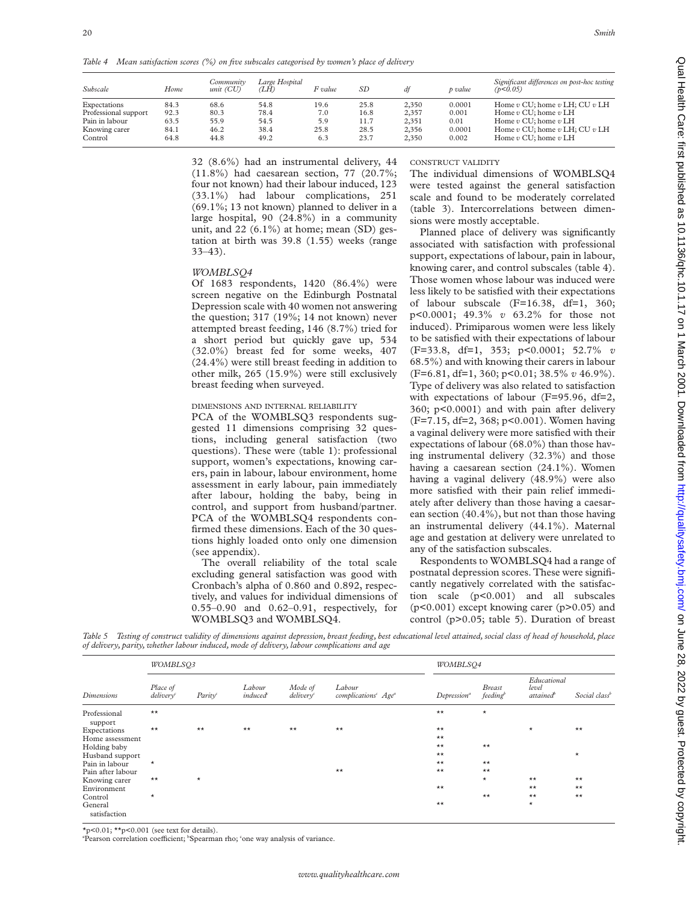*Table 4 Mean satisfaction scores (%) on five subscales categorised by women's place of delivery*

| Subscale | Home | Community unit (CU) | Large Hospital (LH) | F value | SD | df | p value | Significant differences on post-hoc testing ($p<0.05$) |
|---|---|---|---|---|---|---|---|---|
| Expectations | 84.3 | 68.6 | 54.8 | 19.6 | 25.8 | 2,350 | 0.0001 | Home *v* CU; home *v* LH; CU *v* LH |
| Professional support | 92.3 | 80.3 | 78.4 | 7.0 | 16.8 | 2,357 | 0.001 | Home *v* CU; home *v* LH |
| Pain in labour | 63.5 | 55.9 | 54.5 | 5.9 | 11.7 | 2,351 | 0.01 | Home *v* CU; home *v* LH |
| Knowing carer | 84.1 | 46.2 | 38.4 | 25.8 | 28.5 | 2,356 | 0.0001 | Home *v* CU; home *v* LH; CU *v* LH |
| Control | 64.8 | 44.8 | 49.2 | 6.3 | 23.7 | 2,350 | 0.002 | Home *v* CU; home *v* LH |

32 (8.6%) had an instrumental delivery, 44 (11.8%) had caesarean section, 77 (20.7%; four not known) had their labour induced, 123 (33.1%) had labour complications, 251 (69.1%; 13 not known) planned to deliver in a large hospital, 90 (24.8%) in a community unit, and 22 (6.1%) at home; mean (SD) gestation at birth was 39.8 (1.55) weeks (range 33–43).

### *WOMBLSQ4*

Of 1683 respondents, 1420 (86.4%) were screen negative on the Edinburgh Postnatal Depression scale with 40 women not answering the question; 317 (19%; 14 not known) never attempted breast feeding, 146 (8.7%) tried for a short period but quickly gave up, 534 (32.0%) breast fed for some weeks, 407 (24.4%) were still breast feeding in addition to other milk, 265 (15.9%) were still exclusively breast feeding when surveyed.

### DIMENSIONS AND INTERNAL RELIABILITY

PCA of the WOMBLSQ3 respondents suggested 11 dimensions comprising 32 questions, including general satisfaction (two questions). These were (table 1): professional support, women's expectations, knowing carers, pain in labour, labour environment, home assessment in early labour, pain immediately after labour, holding the baby, being in control, and support from husband/partner. PCA of the WOMBLSQ4 respondents confirmed these dimensions. Each of the 30 questions highly loaded onto only one dimension (see appendix).

The overall reliability of the total scale excluding general satisfaction was good with Cronbach's alpha of 0.860 and 0.892, respectively, and values for individual dimensions of 0.55–0.90 and 0.62–0.91, respectively, for WOMBLSQ3 and WOMBLSQ4.

### CONSTRUCT VALIDITY

The individual dimensions of WOMBLSQ4 were tested against the general satisfaction scale and found to be moderately correlated (table 3). Intercorrelations between dimensions were mostly acceptable.

Planned place of delivery was significantly associated with satisfaction with professional support, expectations of labour, pain in labour, knowing carer, and control subscales (table 4). Those women whose labour was induced were less likely to be satisfied with their expectations of labour subscale ($F=16.38$, df=1, 360; $p<0.0001$; 49.3% *v* 63.2% for those not induced). Primiparous women were less likely to be satisfied with their expectations of labour ($F=33.8$, df=1, 353; $p<0.0001$; 52.7% *v* 68.5%) and with knowing their carers in labour ($F=6.81$, df=1, 360; $p<0.01$; 38.5% *v* 46.9%). Type of delivery was also related to satisfaction with expectations of labour ($F=95.96$, df=2, 360; $p<0.0001$) and with pain after delivery ($F=7.15$, df=2, 368; $p<0.001$). Women having a vaginal delivery were more satisfied with their expectations of labour (68.0%) than those having instrumental delivery (32.3%) and those having a caesarean section (24.1%). Women having a vaginal delivery (48.9%) were also more satisfied with their pain relief immediately after delivery than those having a caesarean section (40.4%), but not than those having an instrumental delivery (44.1%). Maternal age and gestation at delivery were unrelated to any of the satisfaction subscales.

Respondents to WOMBLSQ4 had a range of postnatal depression scores. These were significantly negatively correlated with the satisfaction scale ($p<0.001$) and all subscales ($p<0.001$) except knowing carer ($p>0.05$) and control ($p>0.05$; table 5). Duration of breast

*Table 5 Testing of construct validity of dimensions against depression, breast feeding, best educational level attained, social class of head of household, place of delivery, parity, whether labour induced, mode of delivery, labour complications and age*

| | WOMBLSQ3 | | | | | | WOMBLSQ4 | | | |
|---|---|---|---|---|---|---|---|---|---|---|
| Dimensions | Place of delivery[c] | Parity[c] | Labour induced[c] | Mode of delivery[c] | Labour complications[c] | Age[a] | Depression[a] | Breast feeding[b] | Educational level attained[b] | Social class[b] |
| Professional support | ** | | | | | | ** | * | | |
| Expectations | ** | ** | ** | ** | ** | | ** | | * | ** |
| Home assessment | | | | | | | ** | | | |
| Holding baby | | | | | | | ** | ** | | |
| Husband support | | | | | | | ** | | | * |
| Pain in labour | * | | | | | | ** | ** | | |
| Pain after labour | | | | | ** | | ** | ** | | |
| Knowing carer | ** | * | | | | | | * | ** | ** |
| Environment | | | | | | | ** | | ** | ** |
| Control | * | | | | | | | ** | ** | ** |
| General satisfaction | | | | | | | ** | | * | |

*$p<0.01$; **$p<0.001$ (see text for details).
[a]Pearson correlation coefficient; [b]Spearman rho; [c]one way analysis of variance.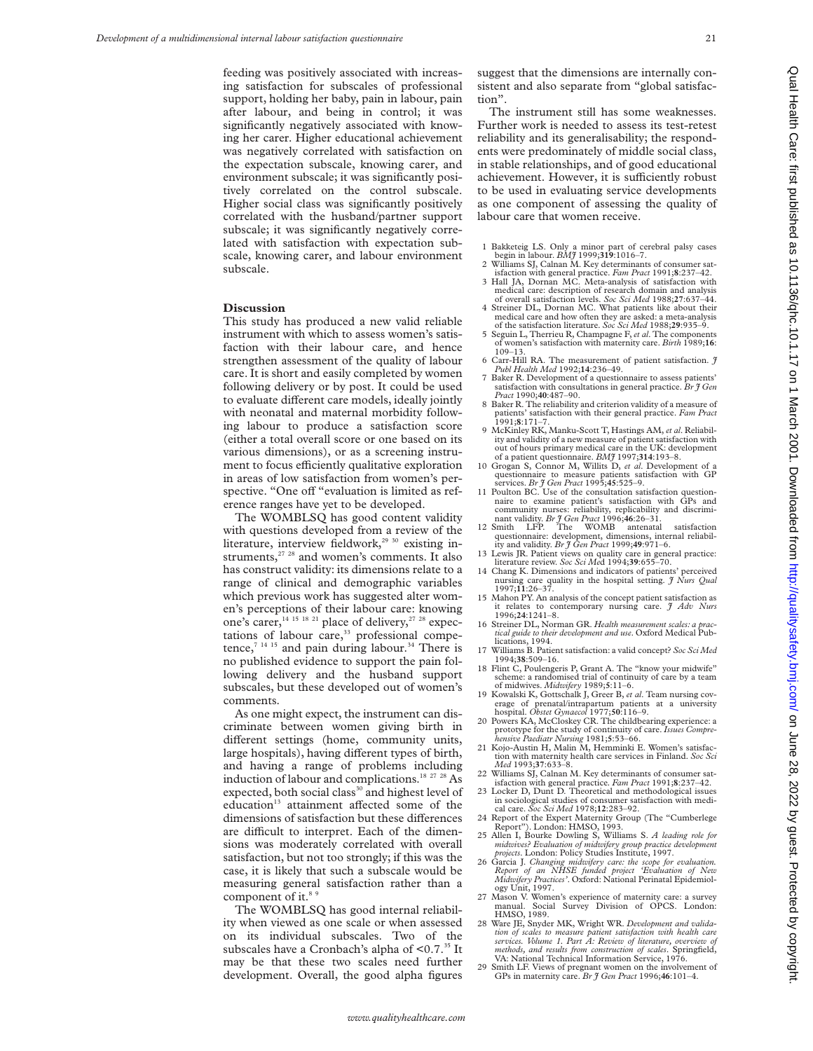feeding was positively associated with increasing satisfaction for subscales of professional support, holding her baby, pain in labour, pain after labour, and being in control; it was significantly negatively associated with knowing her carer. Higher educational achievement was negatively correlated with satisfaction on the expectation subscale, knowing carer, and environment subscale; it was significantly positively correlated on the control subscale. Higher social class was significantly positively correlated with the husband/partner support subscale; it was significantly negatively correlated with satisfaction with expectation subscale, knowing carer, and labour environment subscale.

## Discussion

This study has produced a new valid reliable instrument with which to assess women's satisfaction with their labour care, and hence strengthen assessment of the quality of labour care. It is short and easily completed by women following delivery or by post. It could be used to evaluate different care models, ideally jointly with neonatal and maternal morbidity following labour to produce a satisfaction score (either a total overall score or one based on its various dimensions), or as a screening instrument to focus efficiently qualitative exploration in areas of low satisfaction from women's perspective. "One off "evaluation is limited as reference ranges have yet to be developed.

The WOMBLSQ has good content validity with questions developed from a review of the literature, interview fieldwork,[29 30] existing instruments,[27 28] and women's comments. It also has construct validity: its dimensions relate to a range of clinical and demographic variables which previous work has suggested alter women's perceptions of their labour care: knowing one's carer,[14 15 18 21] place of delivery,[27 28] expectations of labour care,[33] professional competence,[7 14 15] and pain during labour.[34] There is no published evidence to support the pain following delivery and the husband support subscales, but these developed out of women's comments.

As one might expect, the instrument can discriminate between women giving birth in different settings (home, community units, large hospitals), having different types of birth, and having a range of problems including induction of labour and complications.[18 27 28] As expected, both social class[30] and highest level of education[13] attainment affected some of the dimensions of satisfaction but these differences are difficult to interpret. Each of the dimensions was moderately correlated with overall satisfaction, but not too strongly; if this was the case, it is likely that such a subscale would be measuring general satisfaction rather than a component of it.[8 9]

The WOMBLSQ has good internal reliability when viewed as one scale or when assessed on its individual subscales. Two of the subscales have a Cronbach's alpha of <0.7.[35] It may be that these two scales need further development. Overall, the good alpha figures suggest that the dimensions are internally consistent and also separate from "global satisfaction".

The instrument still has some weaknesses. Further work is needed to assess its test-retest reliability and its generalisability; the respondents were predominately of middle social class, in stable relationships, and of good educational achievement. However, it is sufficiently robust to be used in evaluating service developments as one component of assessing the quality of labour care that women receive.

1 Bakketeig LS. Only a minor part of cerebral palsy cases begin in labour. *BMJ* 1999;**319**:1016–7.
2 Williams SJ, Calnan M. Key determinants of consumer satisfaction with general practice. *Fam Pract* 1991;**8**:237–42.
3 Hall JA, Dornan MC. Meta-analysis of satisfaction with medical care: description of research domain and analysis of overall satisfaction levels. *Soc Sci Med* 1988;**27**:637–44.
4 Streiner DL, Dornan MC. What patients like about their medical care and how often they are asked: a meta-analysis of the satisfaction literature. *Soc Sci Med* 1988;**29**:935–9.
5 Seguin L, Therrieu R, Champagne F, *et al*. The components of women's satisfaction with maternity care. *Birth* 1989;**16**: 109–13.
6 Carr-Hill RA. The measurement of patient satisfaction. *J Publ Health Med* 1992;**14**:236–49.
7 Baker R. Development of a questionnaire to assess patients' satisfaction with consultations in general practice. *Br J Gen Pract* 1990;**40**:487–90.
8 Baker R. The reliability and criterion validity of a measure of patients' satisfaction with their general practice. *Fam Pract* 1991;**8**:171–7.
9 McKinley RK, Manku-Scott T, Hastings AM, *et al*. Reliability and validity of a new measure of patient satisfaction with out of hours primary medical care in the UK: development of a patient questionnaire. *BMJ* 1997;**314**:193–8.
10 Grogan S, Connor M, Willits D, *et al*. Development of a questionnaire to measure patients satisfaction with GP services. *Br J Gen Pract* 1995;**45**:525–9.
11 Poulton BC. Use of the consultation satisfaction questionnaire to examine patient's satisfaction with GPs and community nurses: reliability, replicability and discriminant validity. *Br J Gen Pract* 1996;**46**:26–31.
12 Smith LFP. The WOMB antenatal satisfaction questionnaire: development, dimensions, internal reliability and validity. *Br J Gen Pract* 1999;**49**:971–6.
13 Lewis JR. Patient views on quality care in general practice: literature review. *Soc Sci Med* 1994;**39**:655–70.
14 Chang K. Dimensions and indicators of patients' perceived nursing care quality in the hospital setting. *J Nurs Qual* 1997;**11**:26–37.
15 Mahon PY. An analysis of the concept patient satisfaction as it relates to contemporary nursing care. *J Adv Nurs* 1996;**24**:1241–8.
16 Streiner DL, Norman GR. *Health measurement scales: a practical guide to their development and use*. Oxford Medical Publications, 1994.
17 Williams B. Patient satisfaction: a valid concept? *Soc Sci Med* 1994;**38**:509–16.
18 Flint C, Poulengeris P, Grant A. The "know your midwife" scheme: a randomised trial of continuity of care by a team of midwives. *Midwifery* 1989;**5**:11–6.
19 Kowalski K, Gottschalk J, Greer B, *et al*. Team nursing coverage of prenatal/intrapartum patients at a university hospital. *Obstet Gynaecol* 1977;**50**:116–9.
20 Powers KA, McCloskey CR. The childbearing experience: a prototype for the study of continuity of care. *Issues Comprehensive Paediatr Nursing* 1981;**5**:53–66.
21 Kojo-Austin H, Malin M, Hemminki E. Women's satisfaction with maternity health care services in Finland. *Soc Sci Med* 1993;**37**:633–8.
22 Williams SJ, Calnan M. Key determinants of consumer satisfaction with general practice. *Fam Pract* 1991;**8**:237–42.
23 Locker D, Dunt D. Theoretical and methodological issues in sociological studies of consumer satisfaction with medical care. *Soc Sci Med* 1978;**12**:283–92.
24 Report of the Expert Maternity Group (The "Cumberlege Report"). London: HMSO, 1993.
25 Allen I, Bourke Dowling S, Williams S. *A leading role for midwives? Evaluation of midwifery group practice development projects*. London: Policy Studies Institute, 1997.
26 Garcia J. *Changing midwifery care: the scope for evaluation. Report of an NHSE funded project 'Evaluation of New Midwifery Practices'*. Oxford: National Perinatal Epidemiology Unit, 1997.
27 Mason V. Women's experience of maternity care: a survey manual. Social Survey Division of OPCS. London: HMSO, 1989.
28 Ware JE, Snyder MK, Wright WR. *Development and validation of scales to measure patient satisfaction with health care services. Volume 1. Part A: Review of literature, overview of methods, and results from construction of scales*. Springfield, VA: National Technical Information Service, 1976.
29 Smith LF. Views of pregnant women on the involvement of GPs in maternity care. *Br J Gen Pract* 1996;**46**:101–4.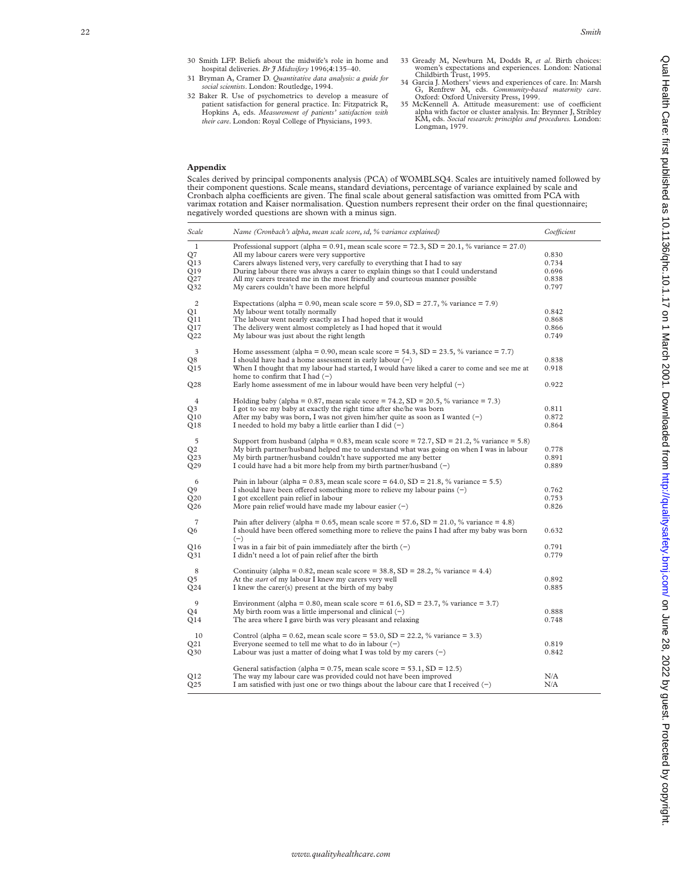30 Smith LFP. Beliefs about the midwife's role in home and hospital deliveries. *Br J Midwifery* 1996;**4**:135–40.

31 Bryman A, Cramer D. *Quantitative data analysis: a guide for social scientists*. London: Routledge, 1994.

32 Baker R. Use of psychometrics to develop a measure of patient satisfaction for general practice. In: Fitzpatrick R, Hopkins A, eds. *Measurement of patients' satisfaction with their care*. London: Royal College of Physicians, 1993.

33 Gready M, Newburn M, Dodds R, *et al*. Birth choices: women's expectations and experiences. London: National Childbirth Trust, 1995.

34 Garcia J. Mothers' views and experiences of care. In: Marsh G, Renfrew M, eds. *Community-based maternity care*. Oxford: Oxford University Press, 1999.

35 McKennell A. Attitude measurement: use of coefficient alpha with factor or cluster analysis. In: Brynner J, Stribley KM, eds. *Social research: principles and procedures*. London: Longman, 1979.

## Appendix

Scales derived by principal components analysis (PCA) of WOMBLSQ4. Scales are intuitively named followed by their component questions. Scale means, standard deviations, percentage of variance explained by scale and Cronbach alpha coefficients are given. The final scale about general satisfaction was omitted from PCA with varimax rotation and Kaiser normalisation. Question numbers represent their order on the final questionnaire; negatively worded questions are shown with a minus sign.

| *Scale* | *Name (Cronbach's alpha, mean scale score, sd, % variance explained)* | *Coefficient* |
|---|---|---|
| 1 | Professional support (alpha = 0.91, mean scale score = 72.3, SD = 20.1, % variance = 27.0) | |
| Q7 | All my labour carers were very supportive | 0.830 |
| Q13 | Carers always listened very, very carefully to everything that I had to say | 0.734 |
| Q19 | During labour there was always a carer to explain things so that I could understand | 0.696 |
| Q27 | All my carers treated me in the most friendly and courteous manner possible | 0.838 |
| Q32 | My carers couldn't have been more helpful | 0.797 |
| 2 | Expectations (alpha = 0.90, mean scale score = 59.0, SD = 27.7, % variance = 7.9) | |
| Q1 | My labour went totally normally | 0.842 |
| Q11 | The labour went nearly exactly as I had hoped that it would | 0.868 |
| Q17 | The delivery went almost completely as I had hoped that it would | 0.866 |
| Q22 | My labour was just about the right length | 0.749 |
| 3 | Home assessment (alpha = 0.90, mean scale score = 54.3, SD = 23.5, % variance = 7.7) | |
| Q8 | I should have had a home assessment in early labour (−) | 0.838 |
| Q15 | When I thought that my labour had started, I would have liked a carer to come and see me at home to confirm that I had (−) | 0.918 |
| Q28 | Early home assessment of me in labour would have been very helpful (−) | 0.922 |
| 4 | Holding baby (alpha = 0.87, mean scale score = 74.2, SD = 20.5, % variance = 7.3) | |
| Q3 | I got to see my baby at exactly the right time after she/he was born | 0.811 |
| Q10 | After my baby was born, I was not given him/her quite as soon as I wanted (−) | 0.872 |
| Q18 | I needed to hold my baby a little earlier than I did (−) | 0.864 |
| 5 | Support from husband (alpha = 0.83, mean scale score = 72.7, SD = 21.2, % variance = 5.8) | |
| Q2 | My birth partner/husband helped me to understand what was going on when I was in labour | 0.778 |
| Q23 | My birth partner/husband couldn't have supported me any better | 0.891 |
| Q29 | I could have had a bit more help from my birth partner/husband (−) | 0.889 |
| 6 | Pain in labour (alpha = 0.83, mean scale score = 64.0, SD = 21.8, % variance = 5.5) | |
| Q9 | I should have been offered something more to relieve my labour pains (−) | 0.762 |
| Q20 | I got excellent pain relief in labour | 0.753 |
| Q26 | More pain relief would have made my labour easier (−) | 0.826 |
| 7 | Pain after delivery (alpha = 0.65, mean scale score = 57.6, SD = 21.0, % variance = 4.8) | |
| Q6 | I should have been offered something more to relieve the pains I had after my baby was born (−) | 0.632 |
| Q16 | I was in a fair bit of pain immediately after the birth (−) | 0.791 |
| Q31 | I didn't need a lot of pain relief after the birth | 0.779 |
| 8 | Continuity (alpha = 0.82, mean scale score = 38.8, SD = 28.2, % variance = 4.4) | |
| Q5 | At the *start* of my labour I knew my carers very well | 0.892 |
| Q24 | I knew the carer(s) present at the birth of my baby | 0.885 |
| 9 | Environment (alpha = 0.80, mean scale score = 61.6, SD = 23.7, % variance = 3.7) | |
| Q4 | My birth room was a little impersonal and clinical (−) | 0.888 |
| Q14 | The area where I gave birth was very pleasant and relaxing | 0.748 |
| 10 | Control (alpha = 0.62, mean scale score = 53.0, SD = 22.2, % variance = 3.3) | |
| Q21 | Everyone seemed to tell me what to do in labour (−) | 0.819 |
| Q30 | Labour was just a matter of doing what I was told by my carers (−) | 0.842 |
| | General satisfaction (alpha = 0.75, mean scale score = 53.1, SD = 12.5) | |
| Q12 | The way my labour care was provided could not have been improved | N/A |
| Q25 | I am satisfied with just one or two things about the labour care that I received (−) | N/A |